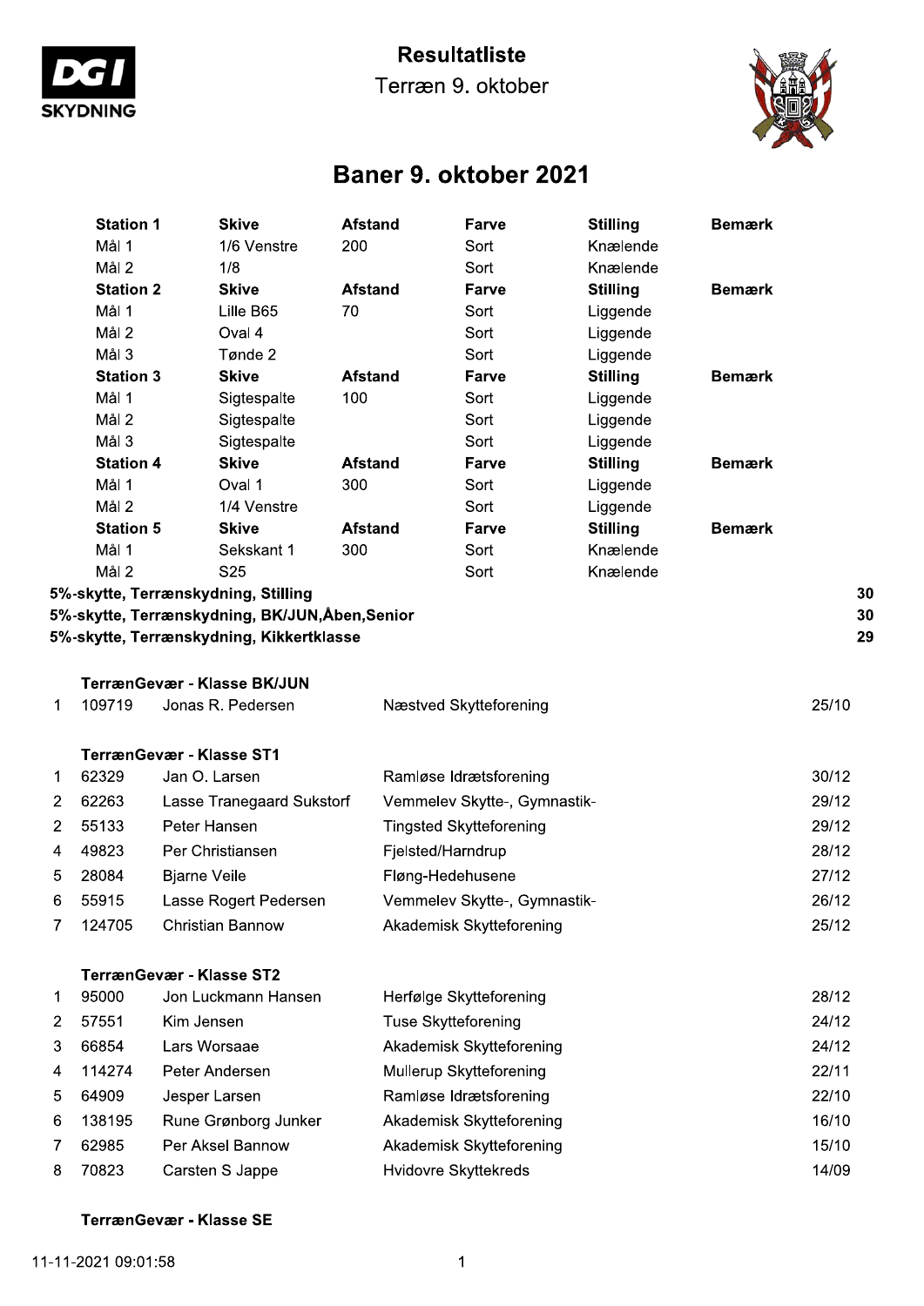# Resultatliste

Terræn 9. oktober

## Baner 9. oktober 2021

| Station 1 | Skive | Afstand | Farve | Stilling | Bemærk |
|---|---|---|---|---|---|
| Mål 1 | 1/6 Venstre | 200 | Sort | Knælende | |
| Mål 2 | 1/8 | | Sort | Knælende | |
| **Station 2** | **Skive** | **Afstand** | **Farve** | **Stilling** | **Bemærk** |
| Mål 1 | Lille B65 | 70 | Sort | Liggende | |
| Mål 2 | Oval 4 | | Sort | Liggende | |
| Mål 3 | Tønde 2 | | Sort | Liggende | |
| **Station 3** | **Skive** | **Afstand** | **Farve** | **Stilling** | **Bemærk** |
| Mål 1 | Sigtespalte | 100 | Sort | Liggende | |
| Mål 2 | Sigtespalte | | Sort | Liggende | |
| Mål 3 | Sigtespalte | | Sort | Liggende | |
| **Station 4** | **Skive** | **Afstand** | **Farve** | **Stilling** | **Bemærk** |
| Mål 1 | Oval 1 | 300 | Sort | Liggende | |
| Mål 2 | 1/4 Venstre | | Sort | Liggende | |
| **Station 5** | **Skive** | **Afstand** | **Farve** | **Stilling** | **Bemærk** |
| Mål 1 | Sekskant 1 | 300 | Sort | Knælende | |
| Mål 2 | S25 | | Sort | Knælende | |

| | |
|---|---|
| **5%-skytte, Terrænskydning, Stilling** | **30** |
| **5%-skytte, Terrænskydning, BK/JUN,Åben,Senior** | **30** |
| **5%-skytte, Terrænskydning, Kikkertklasse** | **29** |

### TerrænGevær - Klasse BK/JUN

| | | | | |
|---|---|---|---|---|
| 1 | 109719 | Jonas R. Pedersen | Næstved Skytteforening | 25/10 |

### TerrænGevær - Klasse ST1

| | | | | |
|---|---|---|---|---|
| 1 | 62329 | Jan O. Larsen | Ramløse Idrætsforening | 30/12 |
| 2 | 62263 | Lasse Tranegaard Sukstorf | Vemmelev Skytte-, Gymnastik- | 29/12 |
| 2 | 55133 | Peter Hansen | Tingsted Skytteforening | 29/12 |
| 4 | 49823 | Per Christiansen | Fjelsted/Harndrup | 28/12 |
| 5 | 28084 | Bjarne Veile | Fløng-Hedehusene | 27/12 |
| 6 | 55915 | Lasse Rogert Pedersen | Vemmelev Skytte-, Gymnastik- | 26/12 |
| 7 | 124705 | Christian Bannow | Akademisk Skytteforening | 25/12 |

### TerrænGevær - Klasse ST2

| | | | | |
|---|---|---|---|---|
| 1 | 95000 | Jon Luckmann Hansen | Herfølge Skytteforening | 28/12 |
| 2 | 57551 | Kim Jensen | Tuse Skytteforening | 24/12 |
| 3 | 66854 | Lars Worsaae | Akademisk Skytteforening | 24/12 |
| 4 | 114274 | Peter Andersen | Mullerup Skytteforening | 22/11 |
| 5 | 64909 | Jesper Larsen | Ramløse Idrætsforening | 22/10 |
| 6 | 138195 | Rune Grønborg Junker | Akademisk Skytteforening | 16/10 |
| 7 | 62985 | Per Aksel Bannow | Akademisk Skytteforening | 15/10 |
| 8 | 70823 | Carsten S Jappe | Hvidovre Skyttekreds | 14/09 |

### TerrænGevær - Klasse SE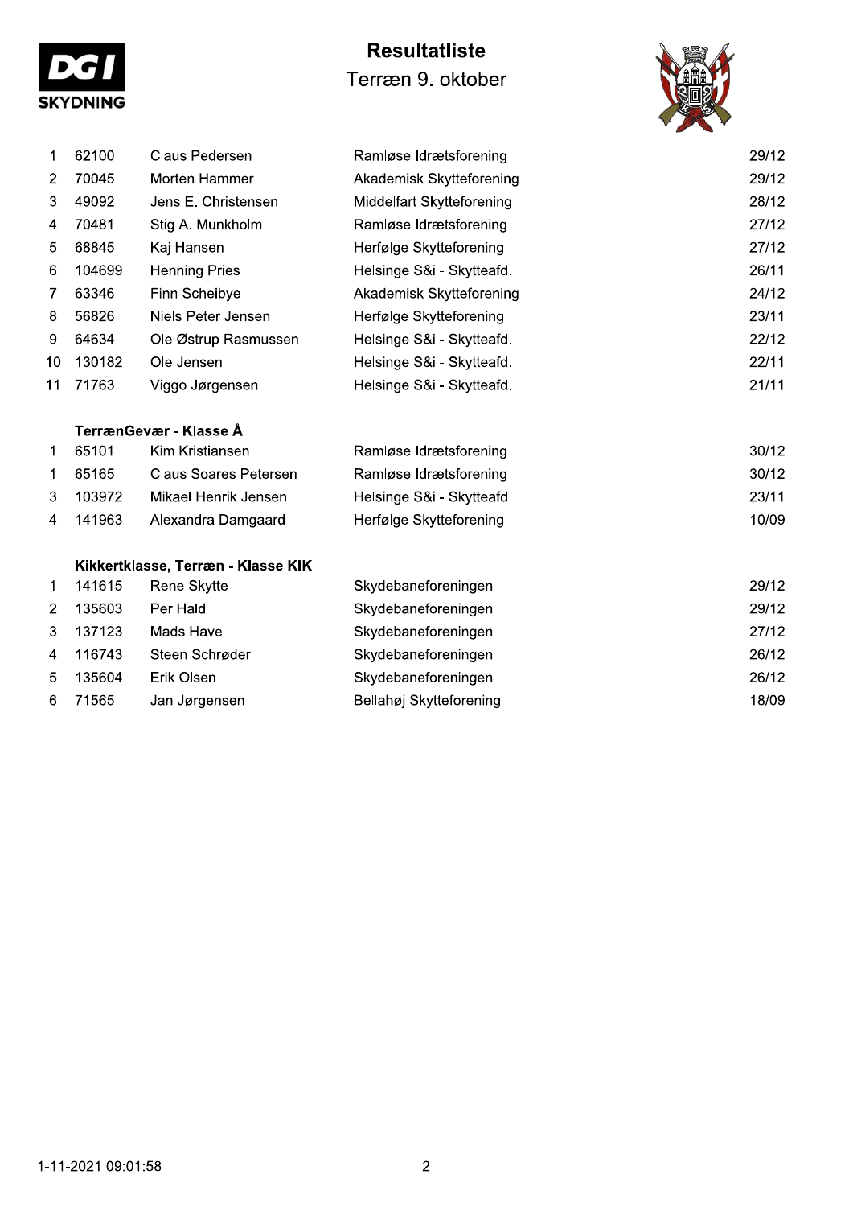# Resultatliste

Terræn 9. oktober

| | | | | |
|---|---|---|---|---|
| 1 | 62100 | Claus Pedersen | Ramløse Idrætsforening | 29/12 |
| 2 | 70045 | Morten Hammer | Akademisk Skytteforening | 29/12 |
| 3 | 49092 | Jens E. Christensen | Middelfart Skytteforening | 28/12 |
| 4 | 70481 | Stig A. Munkholm | Ramløse Idrætsforening | 27/12 |
| 5 | 68845 | Kaj Hansen | Herfølge Skytteforening | 27/12 |
| 6 | 104699 | Henning Pries | Helsinge S&i - Skytteafd. | 26/11 |
| 7 | 63346 | Finn Scheibye | Akademisk Skytteforening | 24/12 |
| 8 | 56826 | Niels Peter Jensen | Herfølge Skytteforening | 23/11 |
| 9 | 64634 | Ole Østrup Rasmussen | Helsinge S&i - Skytteafd. | 22/12 |
| 10 | 130182 | Ole Jensen | Helsinge S&i - Skytteafd. | 22/11 |
| 11 | 71763 | Viggo Jørgensen | Helsinge S&i - Skytteafd. | 21/11 |

**TerrænGevær - Klasse Å**

| | | | | |
|---|---|---|---|---|
| 1 | 65101 | Kim Kristiansen | Ramløse Idrætsforening | 30/12 |
| 1 | 65165 | Claus Soares Petersen | Ramløse Idrætsforening | 30/12 |
| 3 | 103972 | Mikael Henrik Jensen | Helsinge S&i - Skytteafd. | 23/11 |
| 4 | 141963 | Alexandra Damgaard | Herfølge Skytteforening | 10/09 |

**Kikkertklasse, Terræn - Klasse KIK**

| | | | | |
|---|---|---|---|---|
| 1 | 141615 | Rene Skytte | Skydebaneforeningen | 29/12 |
| 2 | 135603 | Per Hald | Skydebaneforeningen | 29/12 |
| 3 | 137123 | Mads Have | Skydebaneforeningen | 27/12 |
| 4 | 116743 | Steen Schrøder | Skydebaneforeningen | 26/12 |
| 5 | 135604 | Erik Olsen | Skydebaneforeningen | 26/12 |
| 6 | 71565 | Jan Jørgensen | Bellahøj Skytteforening | 18/09 |

1-11-2021 09:01:58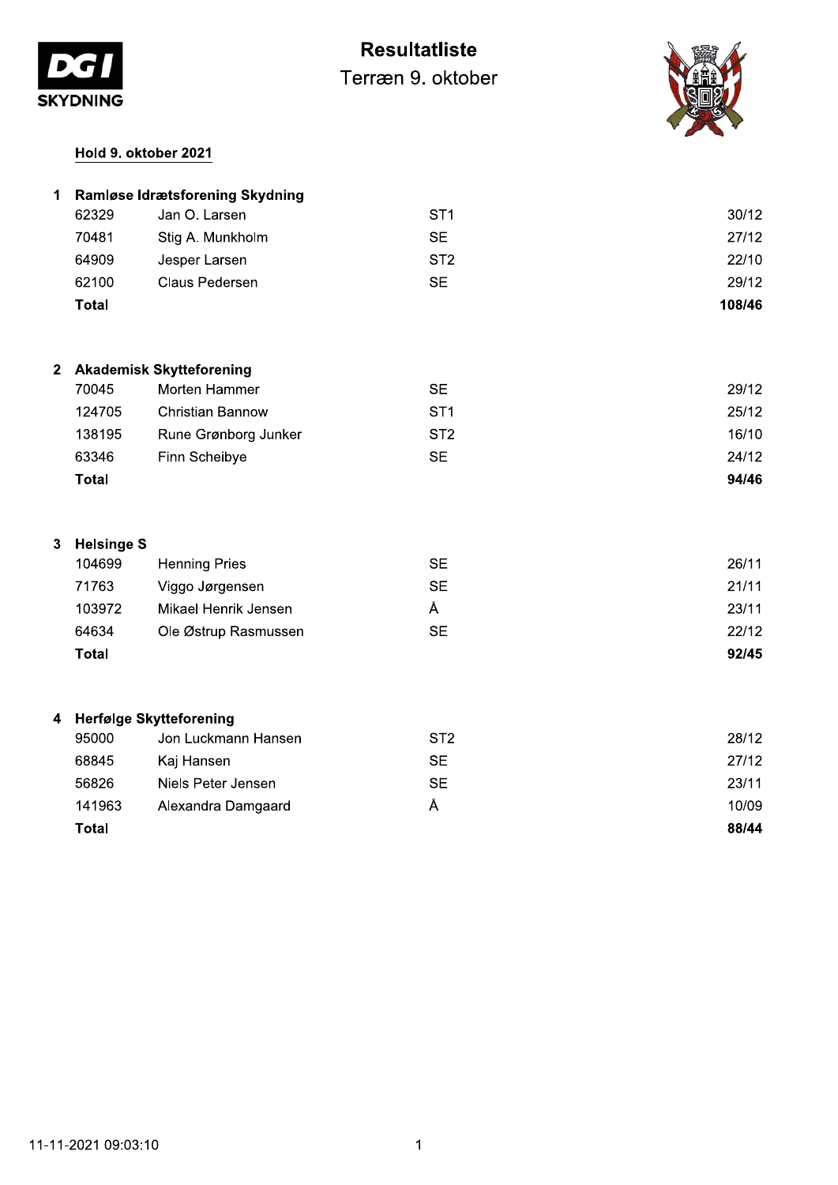# Resultatliste

## Terræn 9. oktober

### Hold 9. oktober 2021

**1 Ramløse Idrætsforening Skydning**

| | | | |
|---|---|---|---|
| 62329 | Jan O. Larsen | ST1 | 30/12 |
| 70481 | Stig A. Munkholm | SE | 27/12 |
| 64909 | Jesper Larsen | ST2 | 22/10 |
| 62100 | Claus Pedersen | SE | 29/12 |
| **Total** | | | **108/46** |

**2 Akademisk Skytteforening**

| | | | |
|---|---|---|---|
| 70045 | Morten Hammer | SE | 29/12 |
| 124705 | Christian Bannow | ST1 | 25/12 |
| 138195 | Rune Grønborg Junker | ST2 | 16/10 |
| 63346 | Finn Scheibye | SE | 24/12 |
| **Total** | | | **94/46** |

**3 Helsinge S**

| | | | |
|---|---|---|---|
| 104699 | Henning Pries | SE | 26/11 |
| 71763 | Viggo Jørgensen | SE | 21/11 |
| 103972 | Mikael Henrik Jensen | Å | 23/11 |
| 64634 | Ole Østrup Rasmussen | SE | 22/12 |
| **Total** | | | **92/45** |

**4 Herfølge Skytteforening**

| | | | |
|---|---|---|---|
| 95000 | Jon Luckmann Hansen | ST2 | 28/12 |
| 68845 | Kaj Hansen | SE | 27/12 |
| 56826 | Niels Peter Jensen | SE | 23/11 |
| 141963 | Alexandra Damgaard | Å | 10/09 |
| **Total** | | | **88/44** |

11-11-2021 09:03:10